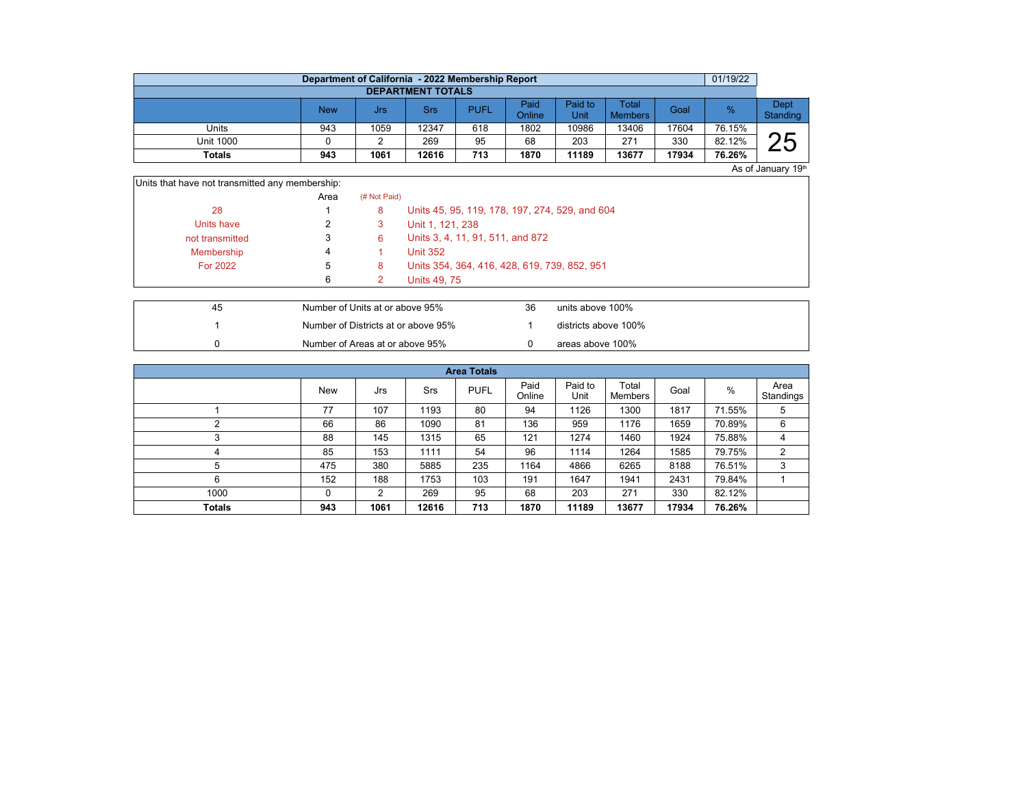# Department of California - 2022 Membership Report

01/19/22

## DEPARTMENT TOTALS

| | New | Jrs | Srs | PUFL | Paid Online | Paid to Unit | Total Members | Goal | % | Dept Standing |
|---|---|---|---|---|---|---|---|---|---|---|
| Units | 943 | 1059 | 12347 | 618 | 1802 | 10986 | 13406 | 17604 | 76.15% | 25 |
| Unit 1000 | 0 | 2 | 269 | 95 | 68 | 203 | 271 | 330 | 82.12% | |
| **Totals** | **943** | **1061** | **12616** | **713** | **1870** | **11189** | **13677** | **17934** | **76.26%** | |

As of January 19th

Units that have not transmitted any membership:

| | Area | (# Not Paid) | |
|---|---|---|---|
| 28 | 1 | 8 | Units 45, 95, 119, 178, 197, 274, 529, and 604 |
| Units have | 2 | 3 | Unit 1, 121, 238 |
| not transmitted | 3 | 6 | Units 3, 4, 11, 91, 511, and 872 |
| Membership | 4 | 1 | Unit 352 |
| For 2022 | 5 | 8 | Units 354, 364, 416, 428, 619, 739, 852, 951 |
| | 6 | 2 | Units 49, 75 |

| | | | |
|---|---|---|---|
| 45 | Number of Units at or above 95% | 36 | units above 100% |
| 1 | Number of Districts at or above 95% | 1 | districts above 100% |
| 0 | Number of Areas at or above 95% | 0 | areas above 100% |

## Area Totals

| | New | Jrs | Srs | PUFL | Paid Online | Paid to Unit | Total Members | Goal | % | Area Standings |
|---|---|---|---|---|---|---|---|---|---|---|
| 1 | 77 | 107 | 1193 | 80 | 94 | 1126 | 1300 | 1817 | 71.55% | 5 |
| 2 | 66 | 86 | 1090 | 81 | 136 | 959 | 1176 | 1659 | 70.89% | 6 |
| 3 | 88 | 145 | 1315 | 65 | 121 | 1274 | 1460 | 1924 | 75.88% | 4 |
| 4 | 85 | 153 | 1111 | 54 | 96 | 1114 | 1264 | 1585 | 79.75% | 2 |
| 5 | 475 | 380 | 5885 | 235 | 1164 | 4866 | 6265 | 8188 | 76.51% | 3 |
| 6 | 152 | 188 | 1753 | 103 | 191 | 1647 | 1941 | 2431 | 79.84% | 1 |
| 1000 | 0 | 2 | 269 | 95 | 68 | 203 | 271 | 330 | 82.12% | |
| **Totals** | **943** | **1061** | **12616** | **713** | **1870** | **11189** | **13677** | **17934** | **76.26%** | |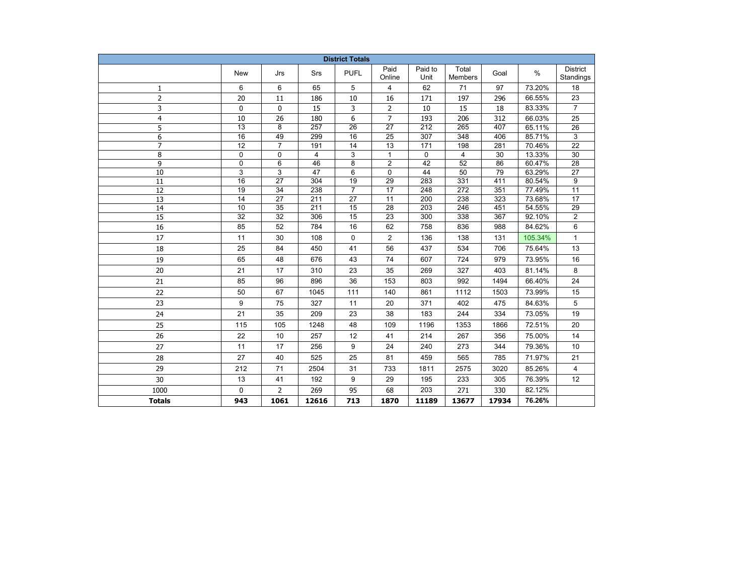| District Totals | | | | | | | | | | |
|---|---|---|---|---|---|---|---|---|---|---|
| | New | Jrs | Srs | PUFL | Paid Online | Paid to Unit | Total Members | Goal | % | District Standings |
| 1 | 6 | 6 | 65 | 5 | 4 | 62 | 71 | 97 | 73.20% | 18 |
| 2 | 20 | 11 | 186 | 10 | 16 | 171 | 197 | 296 | 66.55% | 23 |
| 3 | 0 | 0 | 15 | 3 | 2 | 10 | 15 | 18 | 83.33% | 7 |
| 4 | 10 | 26 | 180 | 6 | 7 | 193 | 206 | 312 | 66.03% | 25 |
| 5 | 13 | 8 | 257 | 26 | 27 | 212 | 265 | 407 | 65.11% | 26 |
| 6 | 16 | 49 | 299 | 16 | 25 | 307 | 348 | 406 | 85.71% | 3 |
| 7 | 12 | 7 | 191 | 14 | 13 | 171 | 198 | 281 | 70.46% | 22 |
| 8 | 0 | 0 | 4 | 3 | 1 | 0 | 4 | 30 | 13.33% | 30 |
| 9 | 0 | 6 | 46 | 8 | 2 | 42 | 52 | 86 | 60.47% | 28 |
| 10 | 3 | 3 | 47 | 6 | 0 | 44 | 50 | 79 | 63.29% | 27 |
| 11 | 16 | 27 | 304 | 19 | 29 | 283 | 331 | 411 | 80.54% | 9 |
| 12 | 19 | 34 | 238 | 7 | 17 | 248 | 272 | 351 | 77.49% | 11 |
| 13 | 14 | 27 | 211 | 27 | 11 | 200 | 238 | 323 | 73.68% | 17 |
| 14 | 10 | 35 | 211 | 15 | 28 | 203 | 246 | 451 | 54.55% | 29 |
| 15 | 32 | 32 | 306 | 15 | 23 | 300 | 338 | 367 | 92.10% | 2 |
| 16 | 85 | 52 | 784 | 16 | 62 | 758 | 836 | 988 | 84.62% | 6 |
| 17 | 11 | 30 | 108 | 0 | 2 | 136 | 138 | 131 | 105.34% | 1 |
| 18 | 25 | 84 | 450 | 41 | 56 | 437 | 534 | 706 | 75.64% | 13 |
| 19 | 65 | 48 | 676 | 43 | 74 | 607 | 724 | 979 | 73.95% | 16 |
| 20 | 21 | 17 | 310 | 23 | 35 | 269 | 327 | 403 | 81.14% | 8 |
| 21 | 85 | 96 | 896 | 36 | 153 | 803 | 992 | 1494 | 66.40% | 24 |
| 22 | 50 | 67 | 1045 | 111 | 140 | 861 | 1112 | 1503 | 73.99% | 15 |
| 23 | 9 | 75 | 327 | 11 | 20 | 371 | 402 | 475 | 84.63% | 5 |
| 24 | 21 | 35 | 209 | 23 | 38 | 183 | 244 | 334 | 73.05% | 19 |
| 25 | 115 | 105 | 1248 | 48 | 109 | 1196 | 1353 | 1866 | 72.51% | 20 |
| 26 | 22 | 10 | 257 | 12 | 41 | 214 | 267 | 356 | 75.00% | 14 |
| 27 | 11 | 17 | 256 | 9 | 24 | 240 | 273 | 344 | 79.36% | 10 |
| 28 | 27 | 40 | 525 | 25 | 81 | 459 | 565 | 785 | 71.97% | 21 |
| 29 | 212 | 71 | 2504 | 31 | 733 | 1811 | 2575 | 3020 | 85.26% | 4 |
| 30 | 13 | 41 | 192 | 9 | 29 | 195 | 233 | 305 | 76.39% | 12 |
| 1000 | 0 | 2 | 269 | 95 | 68 | 203 | 271 | 330 | 82.12% | |
| **Totals** | **943** | **1061** | **12616** | **713** | **1870** | **11189** | **13677** | **17934** | **76.26%** | |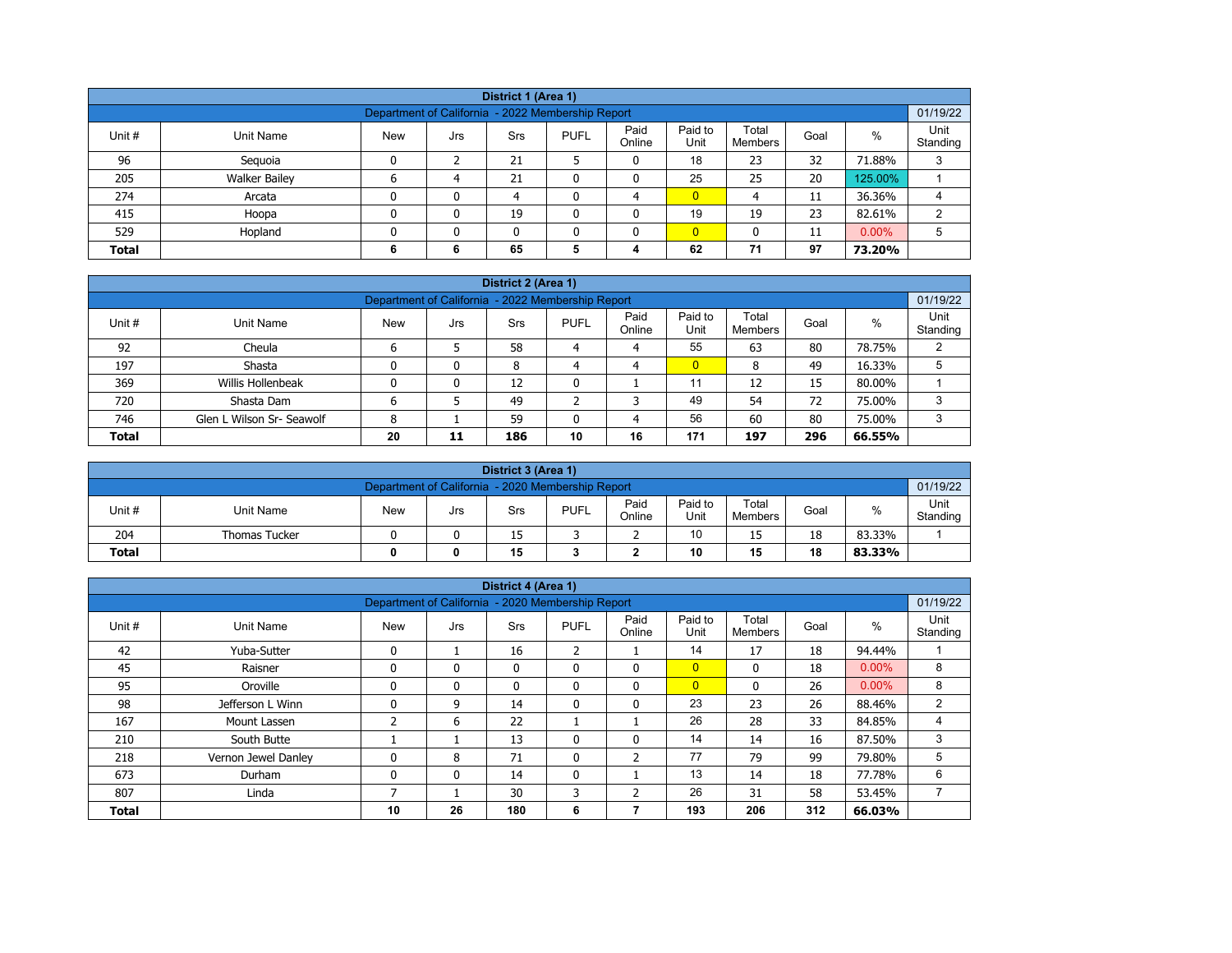| District 1 (Area 1) | | | | | | | | | | | |
|---|---|---|---|---|---|---|---|---|---|---|---|
| Department of California - 2022 Membership Report | | | | | | | | | | | 01/19/22 |
| Unit # | Unit Name | New | Jrs | Srs | PUFL | Paid Online | Paid to Unit | Total Members | Goal | % | Unit Standing |
| 96 | Sequoia | 0 | 2 | 21 | 5 | 0 | 18 | 23 | 32 | 71.88% | 3 |
| 205 | Walker Bailey | 6 | 4 | 21 | 0 | 0 | 25 | 25 | 20 | 125.00% | 1 |
| 274 | Arcata | 0 | 0 | 4 | 0 | 4 | 0 | 4 | 11 | 36.36% | 4 |
| 415 | Hoopa | 0 | 0 | 19 | 0 | 0 | 19 | 19 | 23 | 82.61% | 2 |
| 529 | Hopland | 0 | 0 | 0 | 0 | 0 | 0 | 0 | 11 | 0.00% | 5 |
| **Total** | | **6** | **6** | **65** | **5** | **4** | **62** | **71** | **97** | **73.20%** | |

| District 2 (Area 1) | | | | | | | | | | | |
|---|---|---|---|---|---|---|---|---|---|---|---|
| Department of California - 2022 Membership Report | | | | | | | | | | | 01/19/22 |
| Unit # | Unit Name | New | Jrs | Srs | PUFL | Paid Online | Paid to Unit | Total Members | Goal | % | Unit Standing |
| 92 | Cheula | 6 | 5 | 58 | 4 | 4 | 55 | 63 | 80 | 78.75% | 2 |
| 197 | Shasta | 0 | 0 | 8 | 4 | 4 | 0 | 8 | 49 | 16.33% | 5 |
| 369 | Willis Hollenbeak | 0 | 0 | 12 | 0 | 1 | 11 | 12 | 15 | 80.00% | 1 |
| 720 | Shasta Dam | 6 | 5 | 49 | 2 | 3 | 49 | 54 | 72 | 75.00% | 3 |
| 746 | Glen L Wilson Sr- Seawolf | 8 | 1 | 59 | 0 | 4 | 56 | 60 | 80 | 75.00% | 3 |
| **Total** | | **20** | **11** | **186** | **10** | **16** | **171** | **197** | **296** | **66.55%** | |

| District 3 (Area 1) | | | | | | | | | | | |
|---|---|---|---|---|---|---|---|---|---|---|---|
| Department of California - 2020 Membership Report | | | | | | | | | | | 01/19/22 |
| Unit # | Unit Name | New | Jrs | Srs | PUFL | Paid Online | Paid to Unit | Total Members | Goal | % | Unit Standing |
| 204 | Thomas Tucker | 0 | 0 | 15 | 3 | 2 | 10 | 15 | 18 | 83.33% | 1 |
| **Total** | | **0** | **0** | **15** | **3** | **2** | **10** | **15** | **18** | **83.33%** | |

| District 4 (Area 1) | | | | | | | | | | | |
|---|---|---|---|---|---|---|---|---|---|---|---|
| Department of California - 2020 Membership Report | | | | | | | | | | | 01/19/22 |
| Unit # | Unit Name | New | Jrs | Srs | PUFL | Paid Online | Paid to Unit | Total Members | Goal | % | Unit Standing |
| 42 | Yuba-Sutter | 0 | 1 | 16 | 2 | 1 | 14 | 17 | 18 | 94.44% | 1 |
| 45 | Raisner | 0 | 0 | 0 | 0 | 0 | 0 | 0 | 18 | 0.00% | 8 |
| 95 | Oroville | 0 | 0 | 0 | 0 | 0 | 0 | 0 | 26 | 0.00% | 8 |
| 98 | Jefferson L Winn | 0 | 9 | 14 | 0 | 0 | 23 | 23 | 26 | 88.46% | 2 |
| 167 | Mount Lassen | 2 | 6 | 22 | 1 | 1 | 26 | 28 | 33 | 84.85% | 4 |
| 210 | South Butte | 1 | 1 | 13 | 0 | 0 | 14 | 14 | 16 | 87.50% | 3 |
| 218 | Vernon Jewel Danley | 0 | 8 | 71 | 0 | 2 | 77 | 79 | 99 | 79.80% | 5 |
| 673 | Durham | 0 | 0 | 14 | 0 | 1 | 13 | 14 | 18 | 77.78% | 6 |
| 807 | Linda | 7 | 1 | 30 | 3 | 2 | 26 | 31 | 58 | 53.45% | 7 |
| **Total** | | **10** | **26** | **180** | **6** | **7** | **193** | **206** | **312** | **66.03%** | |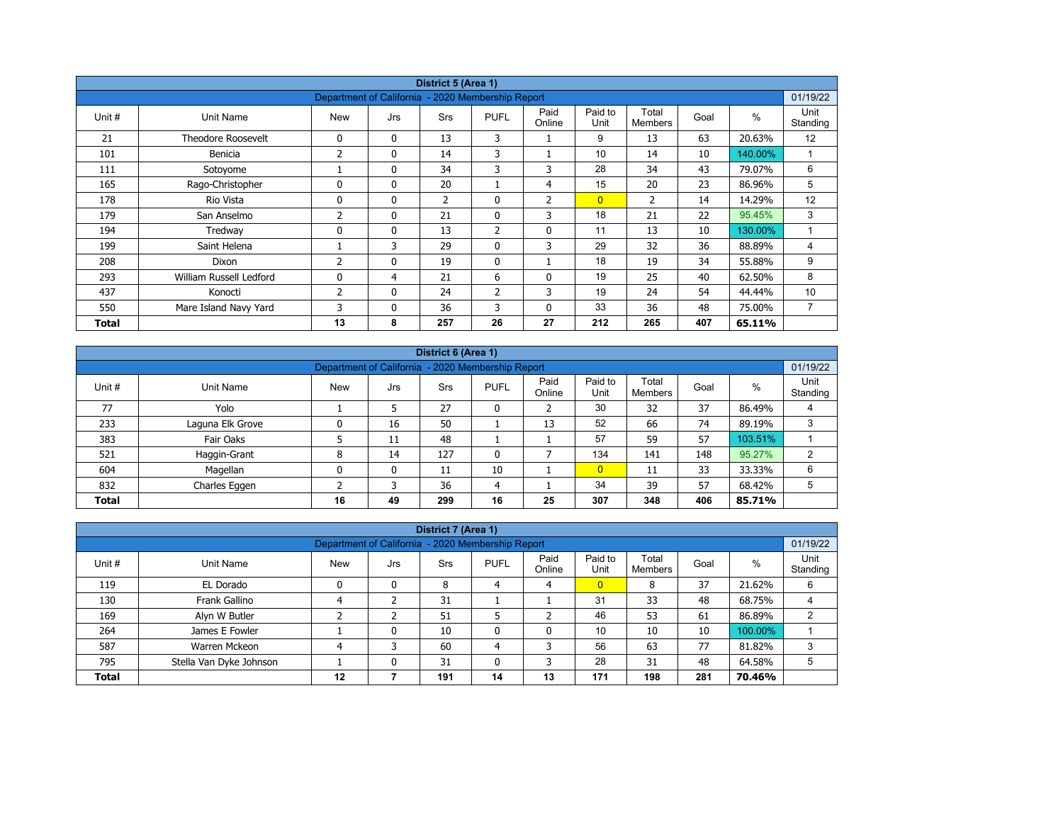| District 5 (Area 1) | | | | | | | | | | | |
|---|---|---|---|---|---|---|---|---|---|---|---|
| Department of California - 2020 Membership Report | | | | | | | | | | | 01/19/22 |
| Unit # | Unit Name | New | Jrs | Srs | PUFL | Paid Online | Paid to Unit | Total Members | Goal | % | Unit Standing |
| 21 | Theodore Roosevelt | 0 | 0 | 13 | 3 | 1 | 9 | 13 | 63 | 20.63% | 12 |
| 101 | Benicia | 2 | 0 | 14 | 3 | 1 | 10 | 14 | 10 | 140.00% | 1 |
| 111 | Sotoyome | 1 | 0 | 34 | 3 | 3 | 28 | 34 | 43 | 79.07% | 6 |
| 165 | Rago-Christopher | 0 | 0 | 20 | 1 | 4 | 15 | 20 | 23 | 86.96% | 5 |
| 178 | Rio Vista | 0 | 0 | 2 | 0 | 2 | 0 | 2 | 14 | 14.29% | 12 |
| 179 | San Anselmo | 2 | 0 | 21 | 0 | 3 | 18 | 21 | 22 | 95.45% | 3 |
| 194 | Tredway | 0 | 0 | 13 | 2 | 0 | 11 | 13 | 10 | 130.00% | 1 |
| 199 | Saint Helena | 1 | 3 | 29 | 0 | 3 | 29 | 32 | 36 | 88.89% | 4 |
| 208 | Dixon | 2 | 0 | 19 | 0 | 1 | 18 | 19 | 34 | 55.88% | 9 |
| 293 | William Russell Ledford | 0 | 4 | 21 | 6 | 0 | 19 | 25 | 40 | 62.50% | 8 |
| 437 | Konocti | 2 | 0 | 24 | 2 | 3 | 19 | 24 | 54 | 44.44% | 10 |
| 550 | Mare Island Navy Yard | 3 | 0 | 36 | 3 | 0 | 33 | 36 | 48 | 75.00% | 7 |
| **Total** | | **13** | **8** | **257** | **26** | **27** | **212** | **265** | **407** | **65.11%** | |

| District 6 (Area 1) | | | | | | | | | | | |
|---|---|---|---|---|---|---|---|---|---|---|---|
| Department of California - 2020 Membership Report | | | | | | | | | | | 01/19/22 |
| Unit # | Unit Name | New | Jrs | Srs | PUFL | Paid Online | Paid to Unit | Total Members | Goal | % | Unit Standing |
| 77 | Yolo | 1 | 5 | 27 | 0 | 2 | 30 | 32 | 37 | 86.49% | 4 |
| 233 | Laguna Elk Grove | 0 | 16 | 50 | 1 | 13 | 52 | 66 | 74 | 89.19% | 3 |
| 383 | Fair Oaks | 5 | 11 | 48 | 1 | 1 | 57 | 59 | 57 | 103.51% | 1 |
| 521 | Haggin-Grant | 8 | 14 | 127 | 0 | 7 | 134 | 141 | 148 | 95.27% | 2 |
| 604 | Magellan | 0 | 0 | 11 | 10 | 1 | 0 | 11 | 33 | 33.33% | 6 |
| 832 | Charles Eggen | 2 | 3 | 36 | 4 | 1 | 34 | 39 | 57 | 68.42% | 5 |
| **Total** | | **16** | **49** | **299** | **16** | **25** | **307** | **348** | **406** | **85.71%** | |

| District 7 (Area 1) | | | | | | | | | | | |
|---|---|---|---|---|---|---|---|---|---|---|---|
| Department of California - 2020 Membership Report | | | | | | | | | | | 01/19/22 |
| Unit # | Unit Name | New | Jrs | Srs | PUFL | Paid Online | Paid to Unit | Total Members | Goal | % | Unit Standing |
| 119 | EL Dorado | 0 | 0 | 8 | 4 | 4 | 0 | 8 | 37 | 21.62% | 6 |
| 130 | Frank Gallino | 4 | 2 | 31 | 1 | 1 | 31 | 33 | 48 | 68.75% | 4 |
| 169 | Alyn W Butler | 2 | 2 | 51 | 5 | 2 | 46 | 53 | 61 | 86.89% | 2 |
| 264 | James E Fowler | 1 | 0 | 10 | 0 | 0 | 10 | 10 | 10 | 100.00% | 1 |
| 587 | Warren Mckeon | 4 | 3 | 60 | 4 | 3 | 56 | 63 | 77 | 81.82% | 3 |
| 795 | Stella Van Dyke Johnson | 1 | 0 | 31 | 0 | 3 | 28 | 31 | 48 | 64.58% | 5 |
| **Total** | | **12** | **7** | **191** | **14** | **13** | **171** | **198** | **281** | **70.46%** | |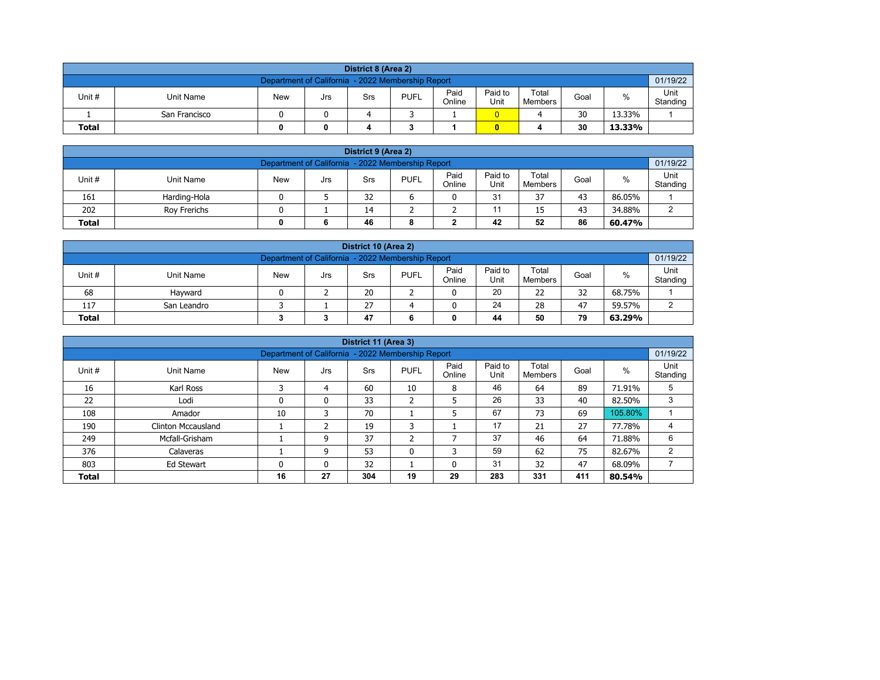| District 8 (Area 2) | | | | | | | | | | | |
|---|---|---|---|---|---|---|---|---|---|---|---|
| Department of California - 2022 Membership Report | | | | | | | | | | | 01/19/22 |
| Unit # | Unit Name | New | Jrs | Srs | PUFL | Paid Online | Paid to Unit | Total Members | Goal | % | Unit Standing |
| 1 | San Francisco | 0 | 0 | 4 | 3 | 1 | 0 | 4 | 30 | 13.33% | 1 |
| **Total** | | **0** | **0** | **4** | **3** | **1** | **0** | **4** | **30** | **13.33%** | |

| District 9 (Area 2) | | | | | | | | | | | |
|---|---|---|---|---|---|---|---|---|---|---|---|
| Department of California - 2022 Membership Report | | | | | | | | | | | 01/19/22 |
| Unit # | Unit Name | New | Jrs | Srs | PUFL | Paid Online | Paid to Unit | Total Members | Goal | % | Unit Standing |
| 161 | Harding-Hola | 0 | 5 | 32 | 6 | 0 | 31 | 37 | 43 | 86.05% | 1 |
| 202 | Roy Frerichs | 0 | 1 | 14 | 2 | 2 | 11 | 15 | 43 | 34.88% | 2 |
| **Total** | | **0** | **6** | **46** | **8** | **2** | **42** | **52** | **86** | **60.47%** | |

| District 10 (Area 2) | | | | | | | | | | | |
|---|---|---|---|---|---|---|---|---|---|---|---|
| Department of California - 2022 Membership Report | | | | | | | | | | | 01/19/22 |
| Unit # | Unit Name | New | Jrs | Srs | PUFL | Paid Online | Paid to Unit | Total Members | Goal | % | Unit Standing |
| 68 | Hayward | 0 | 2 | 20 | 2 | 0 | 20 | 22 | 32 | 68.75% | 1 |
| 117 | San Leandro | 3 | 1 | 27 | 4 | 0 | 24 | 28 | 47 | 59.57% | 2 |
| **Total** | | **3** | **3** | **47** | **6** | **0** | **44** | **50** | **79** | **63.29%** | |

| District 11 (Area 3) | | | | | | | | | | | |
|---|---|---|---|---|---|---|---|---|---|---|---|
| Department of California - 2022 Membership Report | | | | | | | | | | | 01/19/22 |
| Unit # | Unit Name | New | Jrs | Srs | PUFL | Paid Online | Paid to Unit | Total Members | Goal | % | Unit Standing |
| 16 | Karl Ross | 3 | 4 | 60 | 10 | 8 | 46 | 64 | 89 | 71.91% | 5 |
| 22 | Lodi | 0 | 0 | 33 | 2 | 5 | 26 | 33 | 40 | 82.50% | 3 |
| 108 | Amador | 10 | 3 | 70 | 1 | 5 | 67 | 73 | 69 | 105.80% | 1 |
| 190 | Clinton Mccausland | 1 | 2 | 19 | 3 | 1 | 17 | 21 | 27 | 77.78% | 4 |
| 249 | Mcfall-Grisham | 1 | 9 | 37 | 2 | 7 | 37 | 46 | 64 | 71.88% | 6 |
| 376 | Calaveras | 1 | 9 | 53 | 0 | 3 | 59 | 62 | 75 | 82.67% | 2 |
| 803 | Ed Stewart | 0 | 0 | 32 | 1 | 0 | 31 | 32 | 47 | 68.09% | 7 |
| **Total** | | **16** | **27** | **304** | **19** | **29** | **283** | **331** | **411** | **80.54%** | |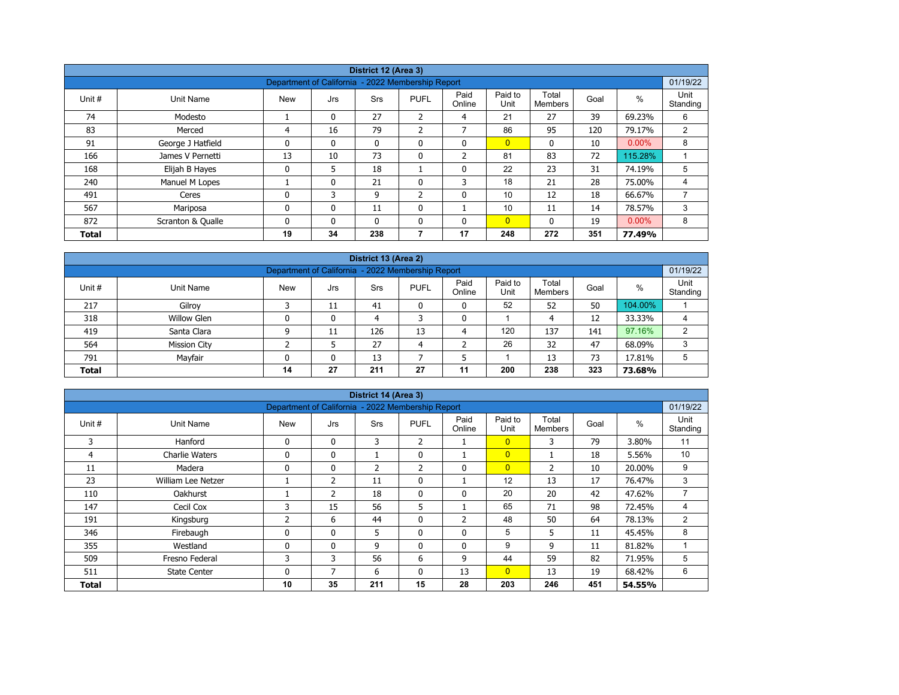| District 12 (Area 3) | | | | | | | | | | | |
|---|---|---|---|---|---|---|---|---|---|---|---|
| Department of California - 2022 Membership Report | | | | | | | | | | | 01/19/22 |
| Unit # | Unit Name | New | Jrs | Srs | PUFL | Paid Online | Paid to Unit | Total Members | Goal | % | Unit Standing |
| 74 | Modesto | 1 | 0 | 27 | 2 | 4 | 21 | 27 | 39 | 69.23% | 6 |
| 83 | Merced | 4 | 16 | 79 | 2 | 7 | 86 | 95 | 120 | 79.17% | 2 |
| 91 | George J Hatfield | 0 | 0 | 0 | 0 | 0 | 0 | 0 | 10 | 0.00% | 8 |
| 166 | James V Pernetti | 13 | 10 | 73 | 0 | 2 | 81 | 83 | 72 | 115.28% | 1 |
| 168 | Elijah B Hayes | 0 | 5 | 18 | 1 | 0 | 22 | 23 | 31 | 74.19% | 5 |
| 240 | Manuel M Lopes | 1 | 0 | 21 | 0 | 3 | 18 | 21 | 28 | 75.00% | 4 |
| 491 | Ceres | 0 | 3 | 9 | 2 | 0 | 10 | 12 | 18 | 66.67% | 7 |
| 567 | Mariposa | 0 | 0 | 11 | 0 | 1 | 10 | 11 | 14 | 78.57% | 3 |
| 872 | Scranton & Qualle | 0 | 0 | 0 | 0 | 0 | 0 | 0 | 19 | 0.00% | 8 |
| **Total** | | **19** | **34** | **238** | **7** | **17** | **248** | **272** | **351** | **77.49%** | |

| District 13 (Area 2) | | | | | | | | | | | |
|---|---|---|---|---|---|---|---|---|---|---|---|
| Department of California - 2022 Membership Report | | | | | | | | | | | 01/19/22 |
| Unit # | Unit Name | New | Jrs | Srs | PUFL | Paid Online | Paid to Unit | Total Members | Goal | % | Unit Standing |
| 217 | Gilroy | 3 | 11 | 41 | 0 | 0 | 52 | 52 | 50 | 104.00% | 1 |
| 318 | Willow Glen | 0 | 0 | 4 | 3 | 0 | 1 | 4 | 12 | 33.33% | 4 |
| 419 | Santa Clara | 9 | 11 | 126 | 13 | 4 | 120 | 137 | 141 | 97.16% | 2 |
| 564 | Mission City | 2 | 5 | 27 | 4 | 2 | 26 | 32 | 47 | 68.09% | 3 |
| 791 | Mayfair | 0 | 0 | 13 | 7 | 5 | 1 | 13 | 73 | 17.81% | 5 |
| **Total** | | **14** | **27** | **211** | **27** | **11** | **200** | **238** | **323** | **73.68%** | |

| District 14 (Area 3) | | | | | | | | | | | |
|---|---|---|---|---|---|---|---|---|---|---|---|
| Department of California - 2022 Membership Report | | | | | | | | | | | 01/19/22 |
| Unit # | Unit Name | New | Jrs | Srs | PUFL | Paid Online | Paid to Unit | Total Members | Goal | % | Unit Standing |
| 3 | Hanford | 0 | 0 | 3 | 2 | 1 | 0 | 3 | 79 | 3.80% | 11 |
| 4 | Charlie Waters | 0 | 0 | 1 | 0 | 1 | 0 | 1 | 18 | 5.56% | 10 |
| 11 | Madera | 0 | 0 | 2 | 2 | 0 | 0 | 2 | 10 | 20.00% | 9 |
| 23 | William Lee Netzer | 1 | 2 | 11 | 0 | 1 | 12 | 13 | 17 | 76.47% | 3 |
| 110 | Oakhurst | 1 | 2 | 18 | 0 | 0 | 20 | 20 | 42 | 47.62% | 7 |
| 147 | Cecil Cox | 3 | 15 | 56 | 5 | 1 | 65 | 71 | 98 | 72.45% | 4 |
| 191 | Kingsburg | 2 | 6 | 44 | 0 | 2 | 48 | 50 | 64 | 78.13% | 2 |
| 346 | Firebaugh | 0 | 0 | 5 | 0 | 0 | 5 | 5 | 11 | 45.45% | 8 |
| 355 | Westland | 0 | 0 | 9 | 0 | 0 | 9 | 9 | 11 | 81.82% | 1 |
| 509 | Fresno Federal | 3 | 3 | 56 | 6 | 9 | 44 | 59 | 82 | 71.95% | 5 |
| 511 | State Center | 0 | 7 | 6 | 0 | 13 | 0 | 13 | 19 | 68.42% | 6 |
| **Total** | | **10** | **35** | **211** | **15** | **28** | **203** | **246** | **451** | **54.55%** | |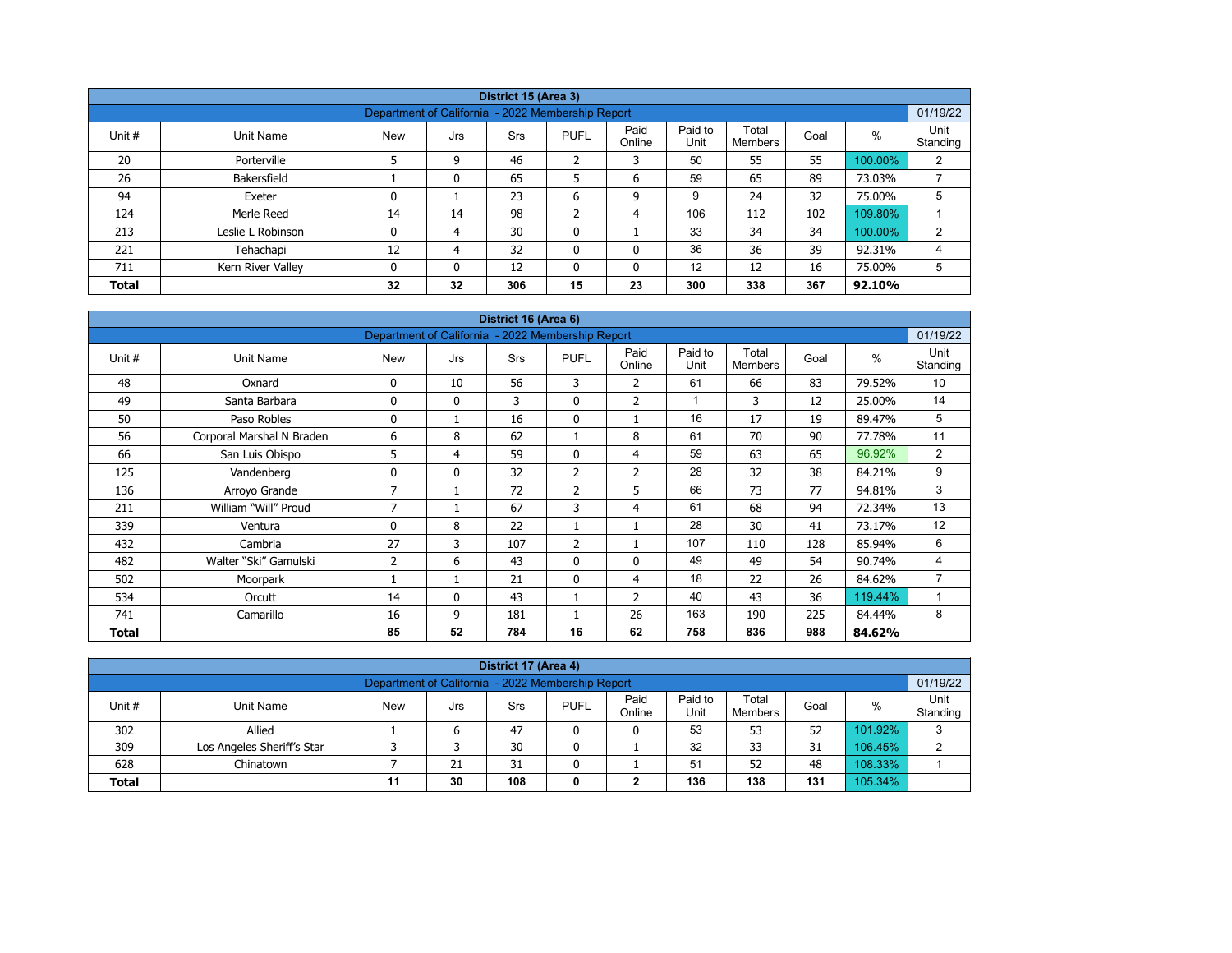| District 15 (Area 3) | | | | | | | | | | | |
|---|---|---|---|---|---|---|---|---|---|---|---|
| Department of California - 2022 Membership Report | | | | | | | | | | | 01/19/22 |
| Unit # | Unit Name | New | Jrs | Srs | PUFL | Paid Online | Paid to Unit | Total Members | Goal | % | Unit Standing |
| 20 | Porterville | 5 | 9 | 46 | 2 | 3 | 50 | 55 | 55 | 100.00% | 2 |
| 26 | Bakersfield | 1 | 0 | 65 | 5 | 6 | 59 | 65 | 89 | 73.03% | 7 |
| 94 | Exeter | 0 | 1 | 23 | 6 | 9 | 9 | 24 | 32 | 75.00% | 5 |
| 124 | Merle Reed | 14 | 14 | 98 | 2 | 4 | 106 | 112 | 102 | 109.80% | 1 |
| 213 | Leslie L Robinson | 0 | 4 | 30 | 0 | 1 | 33 | 34 | 34 | 100.00% | 2 |
| 221 | Tehachapi | 12 | 4 | 32 | 0 | 0 | 36 | 36 | 39 | 92.31% | 4 |
| 711 | Kern River Valley | 0 | 0 | 12 | 0 | 0 | 12 | 12 | 16 | 75.00% | 5 |
| **Total** | | **32** | **32** | **306** | **15** | **23** | **300** | **338** | **367** | **92.10%** | |

| District 16 (Area 6) | | | | | | | | | | | |
|---|---|---|---|---|---|---|---|---|---|---|---|
| Department of California - 2022 Membership Report | | | | | | | | | | | 01/19/22 |
| Unit # | Unit Name | New | Jrs | Srs | PUFL | Paid Online | Paid to Unit | Total Members | Goal | % | Unit Standing |
| 48 | Oxnard | 0 | 10 | 56 | 3 | 2 | 61 | 66 | 83 | 79.52% | 10 |
| 49 | Santa Barbara | 0 | 0 | 3 | 0 | 2 | 1 | 3 | 12 | 25.00% | 14 |
| 50 | Paso Robles | 0 | 1 | 16 | 0 | 1 | 16 | 17 | 19 | 89.47% | 5 |
| 56 | Corporal Marshal N Braden | 6 | 8 | 62 | 1 | 8 | 61 | 70 | 90 | 77.78% | 11 |
| 66 | San Luis Obispo | 5 | 4 | 59 | 0 | 4 | 59 | 63 | 65 | 96.92% | 2 |
| 125 | Vandenberg | 0 | 0 | 32 | 2 | 2 | 28 | 32 | 38 | 84.21% | 9 |
| 136 | Arroyo Grande | 7 | 1 | 72 | 2 | 5 | 66 | 73 | 77 | 94.81% | 3 |
| 211 | William “Will” Proud | 7 | 1 | 67 | 3 | 4 | 61 | 68 | 94 | 72.34% | 13 |
| 339 | Ventura | 0 | 8 | 22 | 1 | 1 | 28 | 30 | 41 | 73.17% | 12 |
| 432 | Cambria | 27 | 3 | 107 | 2 | 1 | 107 | 110 | 128 | 85.94% | 6 |
| 482 | Walter “Ski” Gamulski | 2 | 6 | 43 | 0 | 0 | 49 | 49 | 54 | 90.74% | 4 |
| 502 | Moorpark | 1 | 1 | 21 | 0 | 4 | 18 | 22 | 26 | 84.62% | 7 |
| 534 | Orcutt | 14 | 0 | 43 | 1 | 2 | 40 | 43 | 36 | 119.44% | 1 |
| 741 | Camarillo | 16 | 9 | 181 | 1 | 26 | 163 | 190 | 225 | 84.44% | 8 |
| **Total** | | **85** | **52** | **784** | **16** | **62** | **758** | **836** | **988** | **84.62%** | |

| District 17 (Area 4) | | | | | | | | | | | |
|---|---|---|---|---|---|---|---|---|---|---|---|
| Department of California - 2022 Membership Report | | | | | | | | | | | 01/19/22 |
| Unit # | Unit Name | New | Jrs | Srs | PUFL | Paid Online | Paid to Unit | Total Members | Goal | % | Unit Standing |
| 302 | Allied | 1 | 6 | 47 | 0 | 0 | 53 | 53 | 52 | 101.92% | 3 |
| 309 | Los Angeles Sheriff’s Star | 3 | 3 | 30 | 0 | 1 | 32 | 33 | 31 | 106.45% | 2 |
| 628 | Chinatown | 7 | 21 | 31 | 0 | 1 | 51 | 52 | 48 | 108.33% | 1 |
| **Total** | | **11** | **30** | **108** | **0** | **2** | **136** | **138** | **131** | 105.34% | |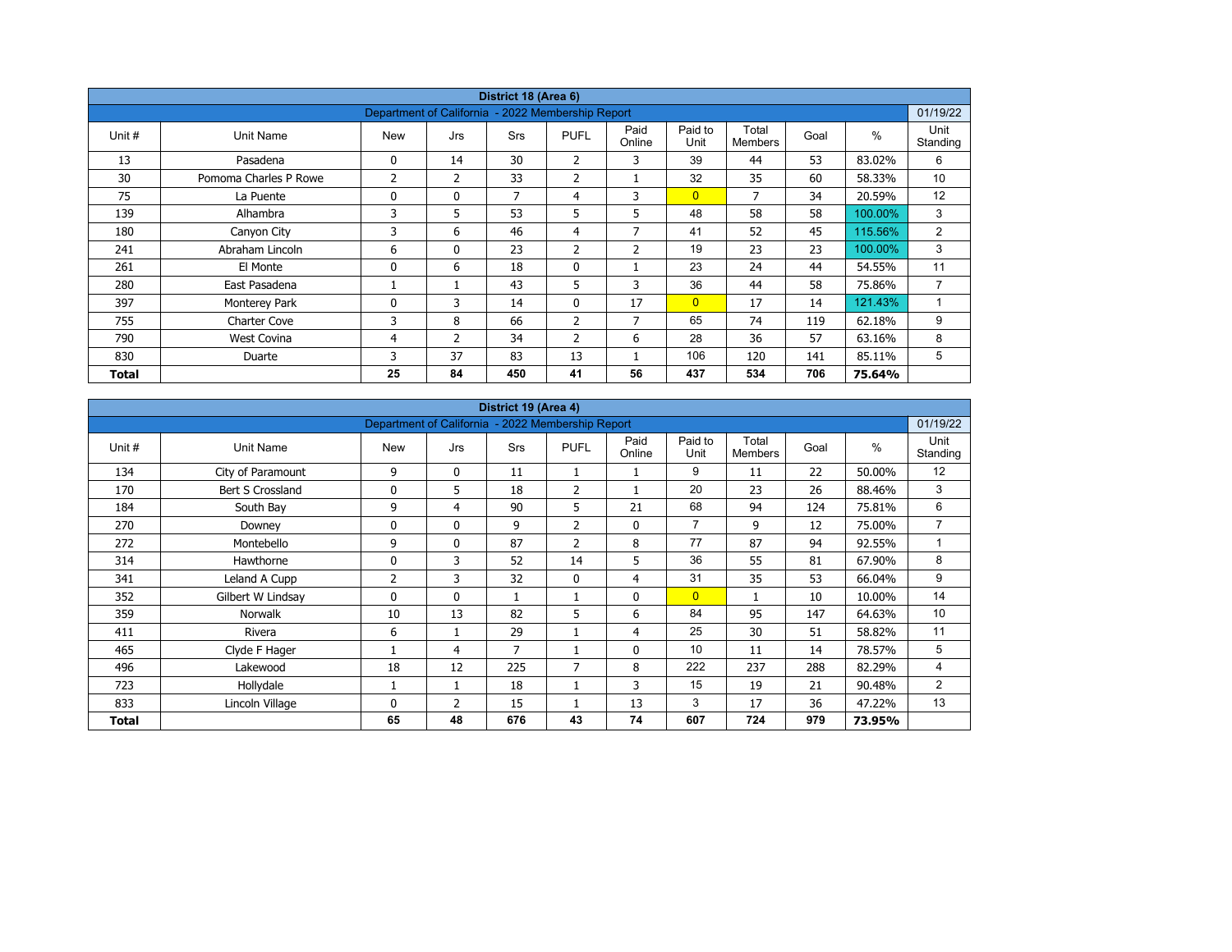| District 18 (Area 6) | | | | | | | | | | | |
|---|---|---|---|---|---|---|---|---|---|---|---|
| Department of California - 2022 Membership Report | | | | | | | | | | | 01/19/22 |
| Unit # | Unit Name | New | Jrs | Srs | PUFL | Paid Online | Paid to Unit | Total Members | Goal | % | Unit Standing |
| 13 | Pasadena | 0 | 14 | 30 | 2 | 3 | 39 | 44 | 53 | 83.02% | 6 |
| 30 | Pomona Charles P Rowe | 2 | 2 | 33 | 2 | 1 | 32 | 35 | 60 | 58.33% | 10 |
| 75 | La Puente | 0 | 0 | 7 | 4 | 3 | 0 | 7 | 34 | 20.59% | 12 |
| 139 | Alhambra | 3 | 5 | 53 | 5 | 5 | 48 | 58 | 58 | 100.00% | 3 |
| 180 | Canyon City | 3 | 6 | 46 | 4 | 7 | 41 | 52 | 45 | 115.56% | 2 |
| 241 | Abraham Lincoln | 6 | 0 | 23 | 2 | 2 | 19 | 23 | 23 | 100.00% | 3 |
| 261 | El Monte | 0 | 6 | 18 | 0 | 1 | 23 | 24 | 44 | 54.55% | 11 |
| 280 | East Pasadena | 1 | 1 | 43 | 5 | 3 | 36 | 44 | 58 | 75.86% | 7 |
| 397 | Monterey Park | 0 | 3 | 14 | 0 | 17 | 0 | 17 | 14 | 121.43% | 1 |
| 755 | Charter Cove | 3 | 8 | 66 | 2 | 7 | 65 | 74 | 119 | 62.18% | 9 |
| 790 | West Covina | 4 | 2 | 34 | 2 | 6 | 28 | 36 | 57 | 63.16% | 8 |
| 830 | Duarte | 3 | 37 | 83 | 13 | 1 | 106 | 120 | 141 | 85.11% | 5 |
| **Total** | | **25** | **84** | **450** | **41** | **56** | **437** | **534** | **706** | **75.64%** | |

| District 19 (Area 4) | | | | | | | | | | | |
|---|---|---|---|---|---|---|---|---|---|---|---|
| Department of California - 2022 Membership Report | | | | | | | | | | | 01/19/22 |
| Unit # | Unit Name | New | Jrs | Srs | PUFL | Paid Online | Paid to Unit | Total Members | Goal | % | Unit Standing |
| 134 | City of Paramount | 9 | 0 | 11 | 1 | 1 | 9 | 11 | 22 | 50.00% | 12 |
| 170 | Bert S Crossland | 0 | 5 | 18 | 2 | 1 | 20 | 23 | 26 | 88.46% | 3 |
| 184 | South Bay | 9 | 4 | 90 | 5 | 21 | 68 | 94 | 124 | 75.81% | 6 |
| 270 | Downey | 0 | 0 | 9 | 2 | 0 | 7 | 9 | 12 | 75.00% | 7 |
| 272 | Montebello | 9 | 0 | 87 | 2 | 8 | 77 | 87 | 94 | 92.55% | 1 |
| 314 | Hawthorne | 0 | 3 | 52 | 14 | 5 | 36 | 55 | 81 | 67.90% | 8 |
| 341 | Leland A Cupp | 2 | 3 | 32 | 0 | 4 | 31 | 35 | 53 | 66.04% | 9 |
| 352 | Gilbert W Lindsay | 0 | 0 | 1 | 1 | 0 | 0 | 1 | 10 | 10.00% | 14 |
| 359 | Norwalk | 10 | 13 | 82 | 5 | 6 | 84 | 95 | 147 | 64.63% | 10 |
| 411 | Rivera | 6 | 1 | 29 | 1 | 4 | 25 | 30 | 51 | 58.82% | 11 |
| 465 | Clyde F Hager | 1 | 4 | 7 | 1 | 0 | 10 | 11 | 14 | 78.57% | 5 |
| 496 | Lakewood | 18 | 12 | 225 | 7 | 8 | 222 | 237 | 288 | 82.29% | 4 |
| 723 | Hollydale | 1 | 1 | 18 | 1 | 3 | 15 | 19 | 21 | 90.48% | 2 |
| 833 | Lincoln Village | 0 | 2 | 15 | 1 | 13 | 3 | 17 | 36 | 47.22% | 13 |
| **Total** | | **65** | **48** | **676** | **43** | **74** | **607** | **724** | **979** | **73.95%** | |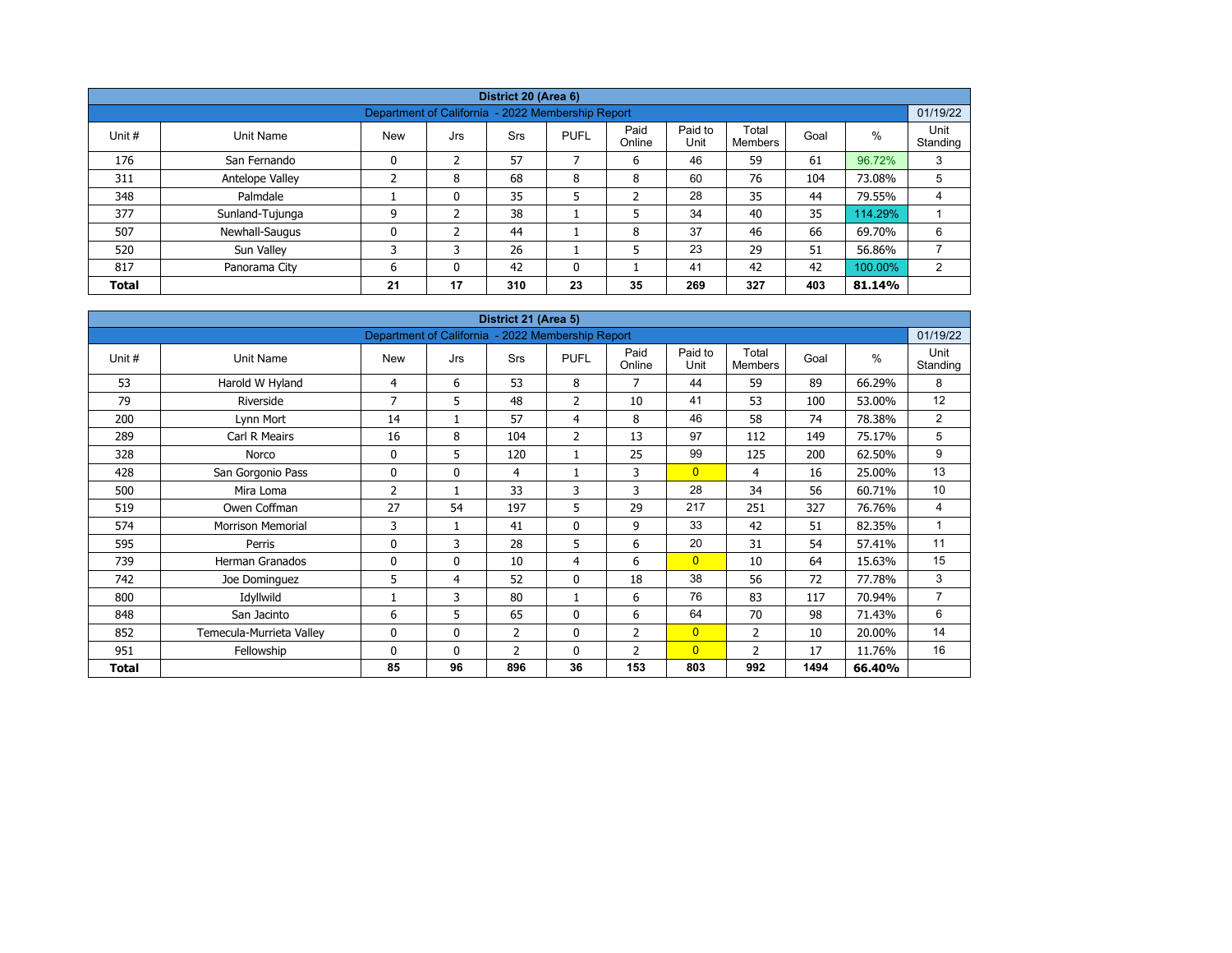| District 20 (Area 6) | | | | | | | | | | |
|---|---|---|---|---|---|---|---|---|---|---|
| Department of California - 2022 Membership Report | | | | | | | | | | 01/19/22 |
| Unit # | Unit Name | New | Jrs | Srs | PUFL | Paid Online | Paid to Unit | Total Members | Goal | % | Unit Standing |
| 176 | San Fernando | 0 | 2 | 57 | 7 | 6 | 46 | 59 | 61 | 96.72% | 3 |
| 311 | Antelope Valley | 2 | 8 | 68 | 8 | 8 | 60 | 76 | 104 | 73.08% | 5 |
| 348 | Palmdale | 1 | 0 | 35 | 5 | 2 | 28 | 35 | 44 | 79.55% | 4 |
| 377 | Sunland-Tujunga | 9 | 2 | 38 | 1 | 5 | 34 | 40 | 35 | 114.29% | 1 |
| 507 | Newhall-Saugus | 0 | 2 | 44 | 1 | 8 | 37 | 46 | 66 | 69.70% | 6 |
| 520 | Sun Valley | 3 | 3 | 26 | 1 | 5 | 23 | 29 | 51 | 56.86% | 7 |
| 817 | Panorama City | 6 | 0 | 42 | 0 | 1 | 41 | 42 | 42 | 100.00% | 2 |
| **Total** | | **21** | **17** | **310** | **23** | **35** | **269** | **327** | **403** | **81.14%** | |

| District 21 (Area 5) | | | | | | | | | | | |
|---|---|---|---|---|---|---|---|---|---|---|---|
| Department of California - 2022 Membership Report | | | | | | | | | | | 01/19/22 |
| Unit # | Unit Name | New | Jrs | Srs | PUFL | Paid Online | Paid to Unit | Total Members | Goal | % | Unit Standing |
| 53 | Harold W Hyland | 4 | 6 | 53 | 8 | 7 | 44 | 59 | 89 | 66.29% | 8 |
| 79 | Riverside | 7 | 5 | 48 | 2 | 10 | 41 | 53 | 100 | 53.00% | 12 |
| 200 | Lynn Mort | 14 | 1 | 57 | 4 | 8 | 46 | 58 | 74 | 78.38% | 2 |
| 289 | Carl R Meairs | 16 | 8 | 104 | 2 | 13 | 97 | 112 | 149 | 75.17% | 5 |
| 328 | Norco | 0 | 5 | 120 | 1 | 25 | 99 | 125 | 200 | 62.50% | 9 |
| 428 | San Gorgonio Pass | 0 | 0 | 4 | 1 | 3 | 0 | 4 | 16 | 25.00% | 13 |
| 500 | Mira Loma | 2 | 1 | 33 | 3 | 3 | 28 | 34 | 56 | 60.71% | 10 |
| 519 | Owen Coffman | 27 | 54 | 197 | 5 | 29 | 217 | 251 | 327 | 76.76% | 4 |
| 574 | Morrison Memorial | 3 | 1 | 41 | 0 | 9 | 33 | 42 | 51 | 82.35% | 1 |
| 595 | Perris | 0 | 3 | 28 | 5 | 6 | 20 | 31 | 54 | 57.41% | 11 |
| 739 | Herman Granados | 0 | 0 | 10 | 4 | 6 | 0 | 10 | 64 | 15.63% | 15 |
| 742 | Joe Dominguez | 5 | 4 | 52 | 0 | 18 | 38 | 56 | 72 | 77.78% | 3 |
| 800 | Idyllwild | 1 | 3 | 80 | 1 | 6 | 76 | 83 | 117 | 70.94% | 7 |
| 848 | San Jacinto | 6 | 5 | 65 | 0 | 6 | 64 | 70 | 98 | 71.43% | 6 |
| 852 | Temecula-Murrieta Valley | 0 | 0 | 2 | 0 | 2 | 0 | 2 | 10 | 20.00% | 14 |
| 951 | Fellowship | 0 | 0 | 2 | 0 | 2 | 0 | 2 | 17 | 11.76% | 16 |
| **Total** | | **85** | **96** | **896** | **36** | **153** | **803** | **992** | **1494** | **66.40%** | |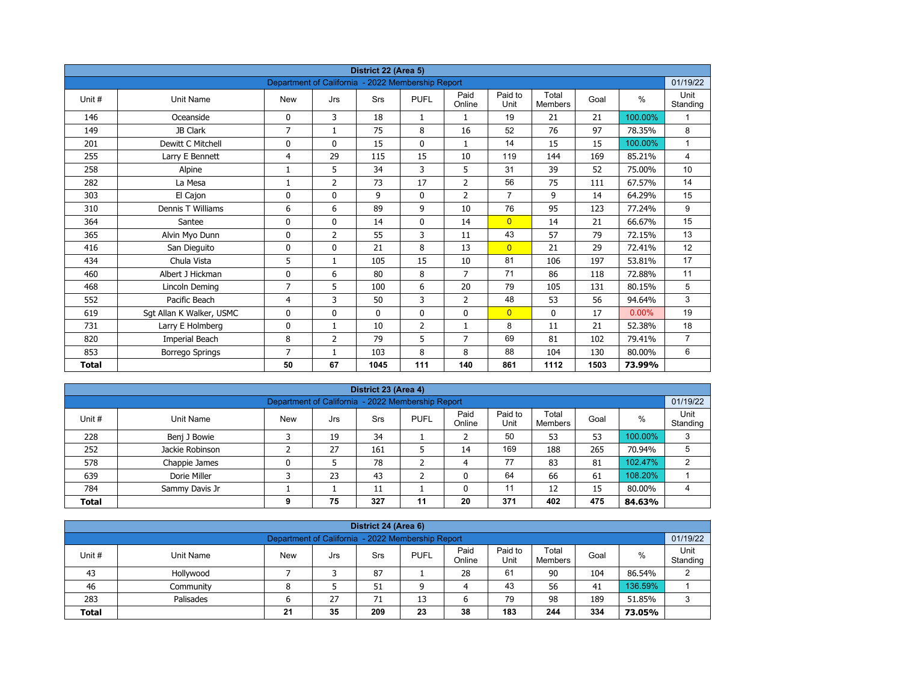| District 22 (Area 5) | | | | | | | | | | | |
|---|---|---|---|---|---|---|---|---|---|---|---|
| Department of California - 2022 Membership Report | | | | | | | | | | | 01/19/22 |
| Unit # | Unit Name | New | Jrs | Srs | PUFL | Paid Online | Paid to Unit | Total Members | Goal | % | Unit Standing |
| 146 | Oceanside | 0 | 3 | 18 | 1 | 1 | 19 | 21 | 21 | 100.00% | 1 |
| 149 | JB Clark | 7 | 1 | 75 | 8 | 16 | 52 | 76 | 97 | 78.35% | 8 |
| 201 | Dewitt C Mitchell | 0 | 0 | 15 | 0 | 1 | 14 | 15 | 15 | 100.00% | 1 |
| 255 | Larry E Bennett | 4 | 29 | 115 | 15 | 10 | 119 | 144 | 169 | 85.21% | 4 |
| 258 | Alpine | 1 | 5 | 34 | 3 | 5 | 31 | 39 | 52 | 75.00% | 10 |
| 282 | La Mesa | 1 | 2 | 73 | 17 | 2 | 56 | 75 | 111 | 67.57% | 14 |
| 303 | El Cajon | 0 | 0 | 9 | 0 | 2 | 7 | 9 | 14 | 64.29% | 15 |
| 310 | Dennis T Williams | 6 | 6 | 89 | 9 | 10 | 76 | 95 | 123 | 77.24% | 9 |
| 364 | Santee | 0 | 0 | 14 | 0 | 14 | 0 | 14 | 21 | 66.67% | 15 |
| 365 | Alvin Myo Dunn | 0 | 2 | 55 | 3 | 11 | 43 | 57 | 79 | 72.15% | 13 |
| 416 | San Dieguito | 0 | 0 | 21 | 8 | 13 | 0 | 21 | 29 | 72.41% | 12 |
| 434 | Chula Vista | 5 | 1 | 105 | 15 | 10 | 81 | 106 | 197 | 53.81% | 17 |
| 460 | Albert J Hickman | 0 | 6 | 80 | 8 | 7 | 71 | 86 | 118 | 72.88% | 11 |
| 468 | Lincoln Deming | 7 | 5 | 100 | 6 | 20 | 79 | 105 | 131 | 80.15% | 5 |
| 552 | Pacific Beach | 4 | 3 | 50 | 3 | 2 | 48 | 53 | 56 | 94.64% | 3 |
| 619 | Sgt Allan K Walker, USMC | 0 | 0 | 0 | 0 | 0 | 0 | 0 | 17 | 0.00% | 19 |
| 731 | Larry E Holmberg | 0 | 1 | 10 | 2 | 1 | 8 | 11 | 21 | 52.38% | 18 |
| 820 | Imperial Beach | 8 | 2 | 79 | 5 | 7 | 69 | 81 | 102 | 79.41% | 7 |
| 853 | Borrego Springs | 7 | 1 | 103 | 8 | 8 | 88 | 104 | 130 | 80.00% | 6 |
| **Total** | | **50** | **67** | **1045** | **111** | **140** | **861** | **1112** | **1503** | **73.99%** | |

| District 23 (Area 4) | | | | | | | | | | | |
|---|---|---|---|---|---|---|---|---|---|---|---|
| Department of California - 2022 Membership Report | | | | | | | | | | | 01/19/22 |
| Unit # | Unit Name | New | Jrs | Srs | PUFL | Paid Online | Paid to Unit | Total Members | Goal | % | Unit Standing |
| 228 | Benj J Bowie | 3 | 19 | 34 | 1 | 2 | 50 | 53 | 53 | 100.00% | 3 |
| 252 | Jackie Robinson | 2 | 27 | 161 | 5 | 14 | 169 | 188 | 265 | 70.94% | 5 |
| 578 | Chappie James | 0 | 5 | 78 | 2 | 4 | 77 | 83 | 81 | 102.47% | 2 |
| 639 | Dorie Miller | 3 | 23 | 43 | 2 | 0 | 64 | 66 | 61 | 108.20% | 1 |
| 784 | Sammy Davis Jr | 1 | 1 | 11 | 1 | 0 | 11 | 12 | 15 | 80.00% | 4 |
| **Total** | | **9** | **75** | **327** | **11** | **20** | **371** | **402** | **475** | **84.63%** | |

| District 24 (Area 6) | | | | | | | | | | | |
|---|---|---|---|---|---|---|---|---|---|---|---|
| Department of California - 2022 Membership Report | | | | | | | | | | | 01/19/22 |
| Unit # | Unit Name | New | Jrs | Srs | PUFL | Paid Online | Paid to Unit | Total Members | Goal | % | Unit Standing |
| 43 | Hollywood | 7 | 3 | 87 | 1 | 28 | 61 | 90 | 104 | 86.54% | 2 |
| 46 | Community | 8 | 5 | 51 | 9 | 4 | 43 | 56 | 41 | 136.59% | 1 |
| 283 | Palisades | 6 | 27 | 71 | 13 | 6 | 79 | 98 | 189 | 51.85% | 3 |
| **Total** | | **21** | **35** | **209** | **23** | **38** | **183** | **244** | **334** | **73.05%** | |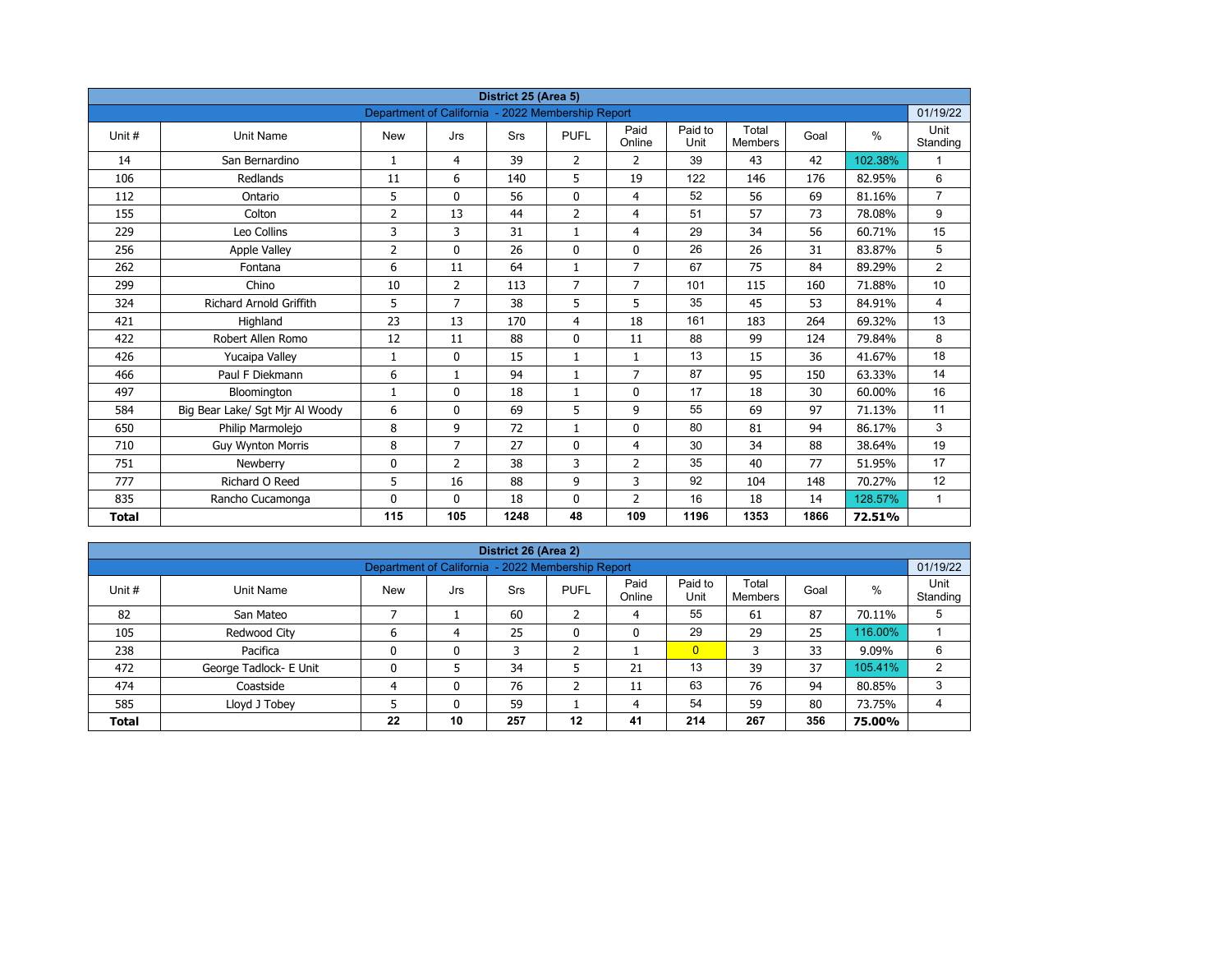| District 25 (Area 5) | | | | | | | | | | | |
|---|---|---|---|---|---|---|---|---|---|---|---|
| Department of California - 2022 Membership Report | | | | | | | | | | | 01/19/22 |
| Unit # | Unit Name | New | Jrs | Srs | PUFL | Paid Online | Paid to Unit | Total Members | Goal | % | Unit Standing |
| 14 | San Bernardino | 1 | 4 | 39 | 2 | 2 | 39 | 43 | 42 | 102.38% | 1 |
| 106 | Redlands | 11 | 6 | 140 | 5 | 19 | 122 | 146 | 176 | 82.95% | 6 |
| 112 | Ontario | 5 | 0 | 56 | 0 | 4 | 52 | 56 | 69 | 81.16% | 7 |
| 155 | Colton | 2 | 13 | 44 | 2 | 4 | 51 | 57 | 73 | 78.08% | 9 |
| 229 | Leo Collins | 3 | 3 | 31 | 1 | 4 | 29 | 34 | 56 | 60.71% | 15 |
| 256 | Apple Valley | 2 | 0 | 26 | 0 | 0 | 26 | 26 | 31 | 83.87% | 5 |
| 262 | Fontana | 6 | 11 | 64 | 1 | 7 | 67 | 75 | 84 | 89.29% | 2 |
| 299 | Chino | 10 | 2 | 113 | 7 | 7 | 101 | 115 | 160 | 71.88% | 10 |
| 324 | Richard Arnold Griffith | 5 | 7 | 38 | 5 | 5 | 35 | 45 | 53 | 84.91% | 4 |
| 421 | Highland | 23 | 13 | 170 | 4 | 18 | 161 | 183 | 264 | 69.32% | 13 |
| 422 | Robert Allen Romo | 12 | 11 | 88 | 0 | 11 | 88 | 99 | 124 | 79.84% | 8 |
| 426 | Yucaipa Valley | 1 | 0 | 15 | 1 | 1 | 13 | 15 | 36 | 41.67% | 18 |
| 466 | Paul F Diekmann | 6 | 1 | 94 | 1 | 7 | 87 | 95 | 150 | 63.33% | 14 |
| 497 | Bloomington | 1 | 0 | 18 | 1 | 0 | 17 | 18 | 30 | 60.00% | 16 |
| 584 | Big Bear Lake/ Sgt Mjr Al Woody | 6 | 0 | 69 | 5 | 9 | 55 | 69 | 97 | 71.13% | 11 |
| 650 | Philip Marmolejo | 8 | 9 | 72 | 1 | 0 | 80 | 81 | 94 | 86.17% | 3 |
| 710 | Guy Wynton Morris | 8 | 7 | 27 | 0 | 4 | 30 | 34 | 88 | 38.64% | 19 |
| 751 | Newberry | 0 | 2 | 38 | 3 | 2 | 35 | 40 | 77 | 51.95% | 17 |
| 777 | Richard O Reed | 5 | 16 | 88 | 9 | 3 | 92 | 104 | 148 | 70.27% | 12 |
| 835 | Rancho Cucamonga | 0 | 0 | 18 | 0 | 2 | 16 | 18 | 14 | 128.57% | 1 |
| **Total** | | **115** | **105** | **1248** | **48** | **109** | **1196** | **1353** | **1866** | **72.51%** | |

| District 26 (Area 2) | | | | | | | | | | | |
|---|---|---|---|---|---|---|---|---|---|---|---|
| Department of California - 2022 Membership Report | | | | | | | | | | | 01/19/22 |
| Unit # | Unit Name | New | Jrs | Srs | PUFL | Paid Online | Paid to Unit | Total Members | Goal | % | Unit Standing |
| 82 | San Mateo | 7 | 1 | 60 | 2 | 4 | 55 | 61 | 87 | 70.11% | 5 |
| 105 | Redwood City | 6 | 4 | 25 | 0 | 0 | 29 | 29 | 25 | 116.00% | 1 |
| 238 | Pacifica | 0 | 0 | 3 | 2 | 1 | 0 | 3 | 33 | 9.09% | 6 |
| 472 | George Tadlock- E Unit | 0 | 5 | 34 | 5 | 21 | 13 | 39 | 37 | 105.41% | 2 |
| 474 | Coastside | 4 | 0 | 76 | 2 | 11 | 63 | 76 | 94 | 80.85% | 3 |
| 585 | Lloyd J Tobey | 5 | 0 | 59 | 1 | 4 | 54 | 59 | 80 | 73.75% | 4 |
| **Total** | | **22** | **10** | **257** | **12** | **41** | **214** | **267** | **356** | **75.00%** | |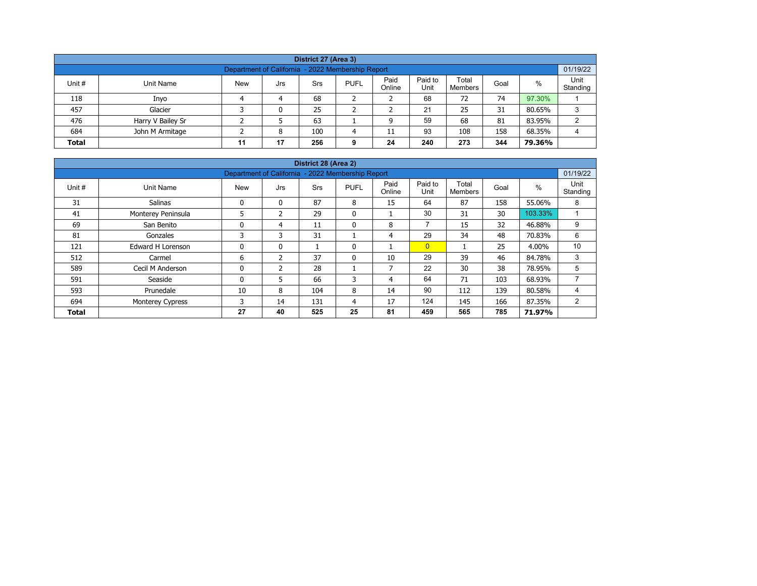| District 27 (Area 3) | | | | | | | | | | |
|---|---|---|---|---|---|---|---|---|---|---|
| Department of California - 2022 Membership Report | | | | | | | | | | 01/19/22 |
| Unit # | Unit Name | New | Jrs | Srs | PUFL | Paid Online | Paid to Unit | Total Members | Goal | % | Unit Standing |
| 118 | Inyo | 4 | 4 | 68 | 2 | 2 | 68 | 72 | 74 | 97.30% | 1 |
| 457 | Glacier | 3 | 0 | 25 | 2 | 2 | 21 | 25 | 31 | 80.65% | 3 |
| 476 | Harry V Bailey Sr | 2 | 5 | 63 | 1 | 9 | 59 | 68 | 81 | 83.95% | 2 |
| 684 | John M Armitage | 2 | 8 | 100 | 4 | 11 | 93 | 108 | 158 | 68.35% | 4 |
| **Total** | | **11** | **17** | **256** | **9** | **24** | **240** | **273** | **344** | **79.36%** | |

| District 28 (Area 2) | | | | | | | | | | | |
|---|---|---|---|---|---|---|---|---|---|---|---|
| Department of California - 2022 Membership Report | | | | | | | | | | | 01/19/22 |
| Unit # | Unit Name | New | Jrs | Srs | PUFL | Paid Online | Paid to Unit | Total Members | Goal | % | Unit Standing |
| 31 | Salinas | 0 | 0 | 87 | 8 | 15 | 64 | 87 | 158 | 55.06% | 8 |
| 41 | Monterey Peninsula | 5 | 2 | 29 | 0 | 1 | 30 | 31 | 30 | 103.33% | 1 |
| 69 | San Benito | 0 | 4 | 11 | 0 | 8 | 7 | 15 | 32 | 46.88% | 9 |
| 81 | Gonzales | 3 | 3 | 31 | 1 | 4 | 29 | 34 | 48 | 70.83% | 6 |
| 121 | Edward H Lorenson | 0 | 0 | 1 | 0 | 1 | 0 | 1 | 25 | 4.00% | 10 |
| 512 | Carmel | 6 | 2 | 37 | 0 | 10 | 29 | 39 | 46 | 84.78% | 3 |
| 589 | Cecil M Anderson | 0 | 2 | 28 | 1 | 7 | 22 | 30 | 38 | 78.95% | 5 |
| 591 | Seaside | 0 | 5 | 66 | 3 | 4 | 64 | 71 | 103 | 68.93% | 7 |
| 593 | Prunedale | 10 | 8 | 104 | 8 | 14 | 90 | 112 | 139 | 80.58% | 4 |
| 694 | Monterey Cypress | 3 | 14 | 131 | 4 | 17 | 124 | 145 | 166 | 87.35% | 2 |
| **Total** | | **27** | **40** | **525** | **25** | **81** | **459** | **565** | **785** | **71.97%** | |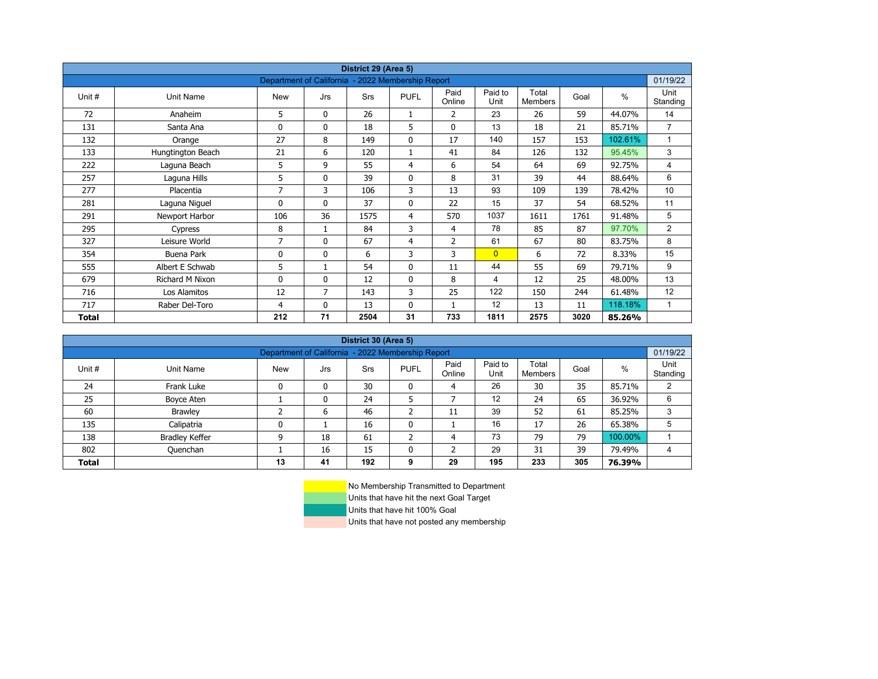| District 29 (Area 5) | | | | | | | | | | | |
|---|---|---|---|---|---|---|---|---|---|---|---|
| Department of California - 2022 Membership Report | | | | | | | | | | | 01/19/22 |
| Unit # | Unit Name | New | Jrs | Srs | PUFL | Paid Online | Paid to Unit | Total Members | Goal | % | Unit Standing |
| 72 | Anaheim | 5 | 0 | 26 | 1 | 2 | 23 | 26 | 59 | 44.07% | 14 |
| 131 | Santa Ana | 0 | 0 | 18 | 5 | 0 | 13 | 18 | 21 | 85.71% | 7 |
| 132 | Orange | 27 | 8 | 149 | 0 | 17 | 140 | 157 | 153 | 102.61% | 1 |
| 133 | Hungtington Beach | 21 | 6 | 120 | 1 | 41 | 84 | 126 | 132 | 95.45% | 3 |
| 222 | Laguna Beach | 5 | 9 | 55 | 4 | 6 | 54 | 64 | 69 | 92.75% | 4 |
| 257 | Laguna Hills | 5 | 0 | 39 | 0 | 8 | 31 | 39 | 44 | 88.64% | 6 |
| 277 | Placentia | 7 | 3 | 106 | 3 | 13 | 93 | 109 | 139 | 78.42% | 10 |
| 281 | Laguna Niguel | 0 | 0 | 37 | 0 | 22 | 15 | 37 | 54 | 68.52% | 11 |
| 291 | Newport Harbor | 106 | 36 | 1575 | 4 | 570 | 1037 | 1611 | 1761 | 91.48% | 5 |
| 295 | Cypress | 8 | 1 | 84 | 3 | 4 | 78 | 85 | 87 | 97.70% | 2 |
| 327 | Leisure World | 7 | 0 | 67 | 4 | 2 | 61 | 67 | 80 | 83.75% | 8 |
| 354 | Buena Park | 0 | 0 | 6 | 3 | 3 | 0 | 6 | 72 | 8.33% | 15 |
| 555 | Albert E Schwab | 5 | 1 | 54 | 0 | 11 | 44 | 55 | 69 | 79.71% | 9 |
| 679 | Richard M Nixon | 0 | 0 | 12 | 0 | 8 | 4 | 12 | 25 | 48.00% | 13 |
| 716 | Los Alamitos | 12 | 7 | 143 | 3 | 25 | 122 | 150 | 244 | 61.48% | 12 |
| 717 | Raber Del-Toro | 4 | 0 | 13 | 0 | 1 | 12 | 13 | 11 | 118.18% | 1 |
| **Total** | | **212** | **71** | **2504** | **31** | **733** | **1811** | **2575** | **3020** | **85.26%** | |

| District 30 (Area 5) | | | | | | | | | | | |
|---|---|---|---|---|---|---|---|---|---|---|---|
| Department of California - 2022 Membership Report | | | | | | | | | | | 01/19/22 |
| Unit # | Unit Name | New | Jrs | Srs | PUFL | Paid Online | Paid to Unit | Total Members | Goal | % | Unit Standing |
| 24 | Frank Luke | 0 | 0 | 30 | 0 | 4 | 26 | 30 | 35 | 85.71% | 2 |
| 25 | Boyce Aten | 1 | 0 | 24 | 5 | 7 | 12 | 24 | 65 | 36.92% | 6 |
| 60 | Brawley | 2 | 6 | 46 | 2 | 11 | 39 | 52 | 61 | 85.25% | 3 |
| 135 | Calipatria | 0 | 1 | 16 | 0 | 1 | 16 | 17 | 26 | 65.38% | 5 |
| 138 | Bradley Keffer | 9 | 18 | 61 | 2 | 4 | 73 | 79 | 79 | 100.00% | 1 |
| 802 | Quenchan | 1 | 16 | 15 | 0 | 2 | 29 | 31 | 39 | 79.49% | 4 |
| **Total** | | **13** | **41** | **192** | **9** | **29** | **195** | **233** | **305** | **76.39%** | |

No Membership Transmitted to Department

Units that have hit the next Goal Target

Units that have hit 100% Goal

Units that have not posted any membership